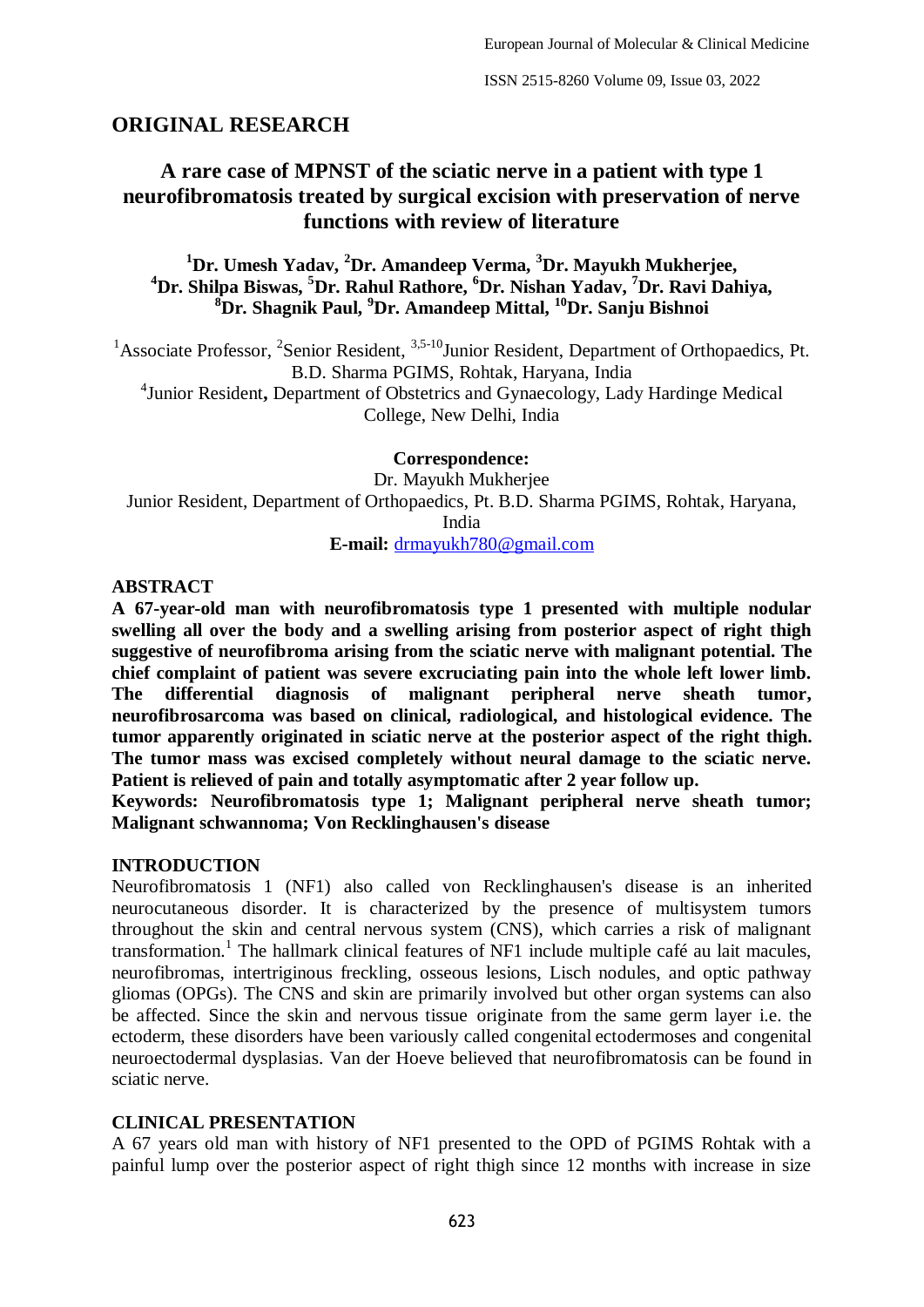## ORIGINAL RESEARCH

# A rare case of MPNST of the sciatic nerve in a patient with type 1 neurofibromatosis treated by surgical excision with preservation of nerve functions with review of literature

**[1]Dr. Umesh Yadav, [2]Dr. Amandeep Verma, [3]Dr. Mayukh Mukherjee, [4]Dr. Shilpa Biswas, [5]Dr. Rahul Rathore, [6]Dr. Nishan Yadav, [7]Dr. Ravi Dahiya, [8]Dr. Shagnik Paul, [9]Dr. Amandeep Mittal, [10]Dr. Sanju Bishnoi**

[1]Associate Professor, [2]Senior Resident, [3,5-10]Junior Resident, Department of Orthopaedics, Pt. B.D. Sharma PGIMS, Rohtak, Haryana, India

[4]Junior Resident**,** Department of Obstetrics and Gynaecology, Lady Hardinge Medical College, New Delhi, India

**Correspondence:**

Dr. Mayukh Mukherjee

Junior Resident, Department of Orthopaedics, Pt. B.D. Sharma PGIMS, Rohtak, Haryana, India

**E-mail:** drmayukh780@gmail.com

## ABSTRACT

**A 67-year-old man with neurofibromatosis type 1 presented with multiple nodular swelling all over the body and a swelling arising from posterior aspect of right thigh suggestive of neurofibroma arising from the sciatic nerve with malignant potential. The chief complaint of patient was severe excruciating pain into the whole left lower limb. The differential diagnosis of malignant peripheral nerve sheath tumor, neurofibrosarcoma was based on clinical, radiological, and histological evidence. The tumor apparently originated in sciatic nerve at the posterior aspect of the right thigh. The tumor mass was excised completely without neural damage to the sciatic nerve. Patient is relieved of pain and totally asymptomatic after 2 year follow up.**

**Keywords: Neurofibromatosis type 1; Malignant peripheral nerve sheath tumor; Malignant schwannoma; Von Recklinghausen's disease**

## INTRODUCTION

Neurofibromatosis 1 (NF1) also called von Recklinghausen's disease is an inherited neurocutaneous disorder. It is characterized by the presence of multisystem tumors throughout the skin and central nervous system (CNS), which carries a risk of malignant transformation.[1] The hallmark clinical features of NF1 include multiple café au lait macules, neurofibromas, intertriginous freckling, osseous lesions, Lisch nodules, and optic pathway gliomas (OPGs). The CNS and skin are primarily involved but other organ systems can also be affected. Since the skin and nervous tissue originate from the same germ layer i.e. the ectoderm, these disorders have been variously called congenital ectodermoses and congenital neuroectodermal dysplasias. Van der Hoeve believed that neurofibromatosis can be found in sciatic nerve.

## CLINICAL PRESENTATION

A 67 years old man with history of NF1 presented to the OPD of PGIMS Rohtak with a painful lump over the posterior aspect of right thigh since 12 months with increase in size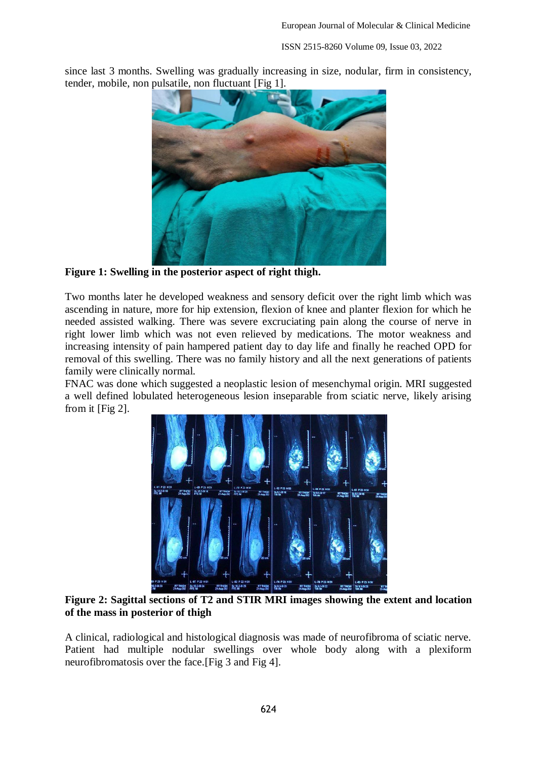since last 3 months. Swelling was gradually increasing in size, nodular, firm in consistency, tender, mobile, non pulsatile, non fluctuant [Fig 1].

**Figure 1: Swelling in the posterior aspect of right thigh.**

Two months later he developed weakness and sensory deficit over the right limb which was ascending in nature, more for hip extension, flexion of knee and planter flexion for which he needed assisted walking. There was severe excruciating pain along the course of nerve in right lower limb which was not even relieved by medications. The motor weakness and increasing intensity of pain hampered patient day to day life and finally he reached OPD for removal of this swelling. There was no family history and all the next generations of patients family were clinically normal.

FNAC was done which suggested a neoplastic lesion of mesenchymal origin. MRI suggested a well defined lobulated heterogeneous lesion inseparable from sciatic nerve, likely arising from it [Fig 2].

**Figure 2: Sagittal sections of T2 and STIR MRI images showing the extent and location of the mass in posterior of thigh**

A clinical, radiological and histological diagnosis was made of neurofibroma of sciatic nerve. Patient had multiple nodular swellings over whole body along with a plexiform neurofibromatosis over the face.[Fig 3 and Fig 4].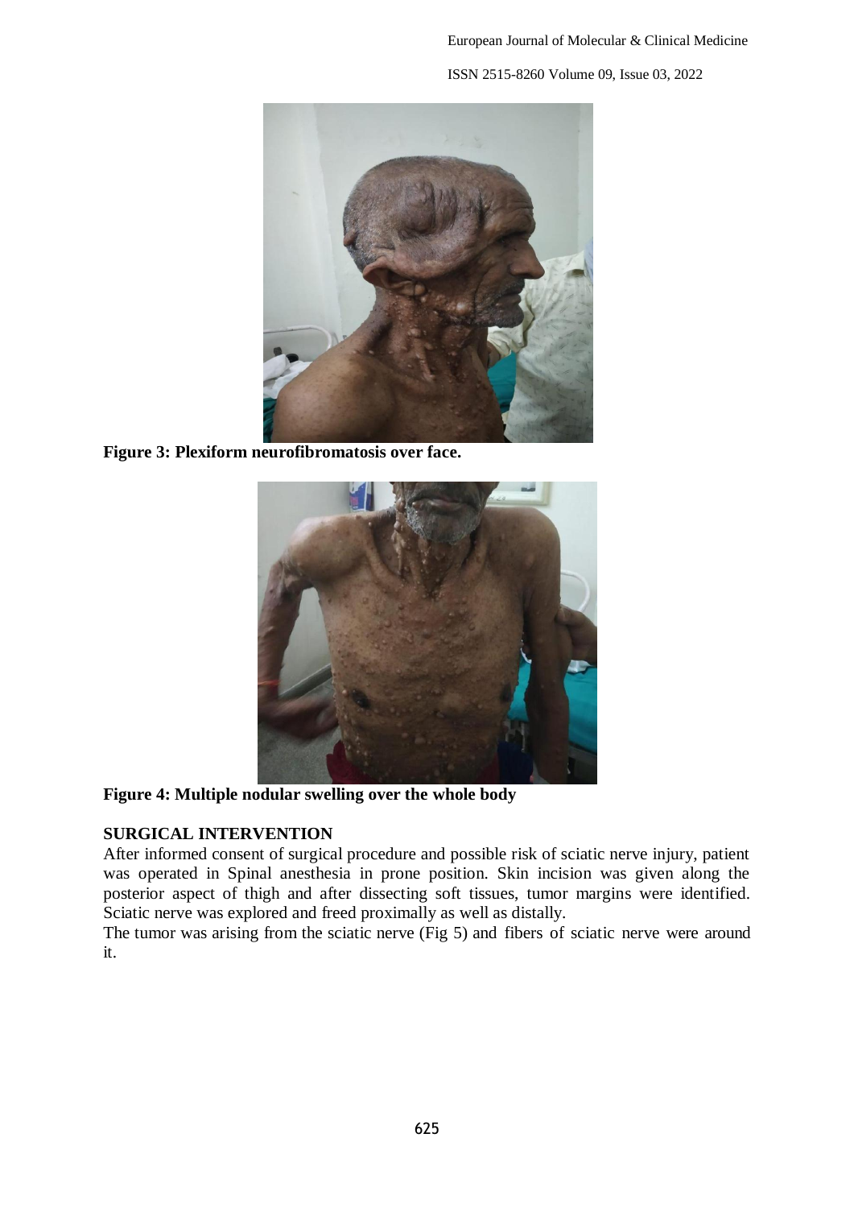Figure 3: Plexiform neurofibromatosis over face.

Figure 4: Multiple nodular swelling over the whole body

## SURGICAL INTERVENTION

After informed consent of surgical procedure and possible risk of sciatic nerve injury, patient was operated in Spinal anesthesia in prone position. Skin incision was given along the posterior aspect of thigh and after dissecting soft tissues, tumor margins were identified. Sciatic nerve was explored and freed proximally as well as distally.

The tumor was arising from the sciatic nerve (Fig 5) and fibers of sciatic nerve were around it.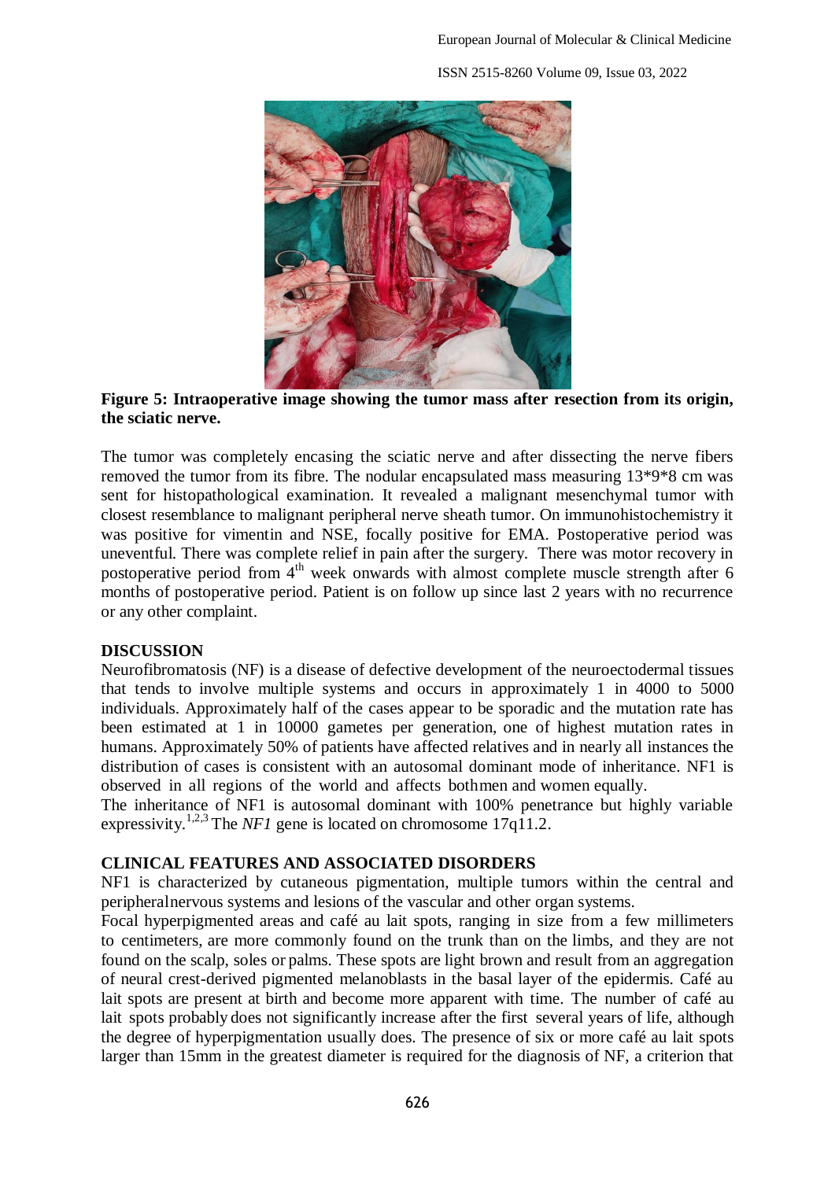**Figure 5: Intraoperative image showing the tumor mass after resection from its origin, the sciatic nerve.**

The tumor was completely encasing the sciatic nerve and after dissecting the nerve fibers removed the tumor from its fibre. The nodular encapsulated mass measuring 13*9*8 cm was sent for histopathological examination. It revealed a malignant mesenchymal tumor with closest resemblance to malignant peripheral nerve sheath tumor. On immunohistochemistry it was positive for vimentin and NSE, focally positive for EMA. Postoperative period was uneventful. There was complete relief in pain after the surgery. There was motor recovery in postoperative period from 4th week onwards with almost complete muscle strength after 6 months of postoperative period. Patient is on follow up since last 2 years with no recurrence or any other complaint.

## DISCUSSION

Neurofibromatosis (NF) is a disease of defective development of the neuroectodermal tissues that tends to involve multiple systems and occurs in approximately 1 in 4000 to 5000 individuals. Approximately half of the cases appear to be sporadic and the mutation rate has been estimated at 1 in 10000 gametes per generation, one of highest mutation rates in humans. Approximately 50% of patients have affected relatives and in nearly all instances the distribution of cases is consistent with an autosomal dominant mode of inheritance. NF1 is observed in all regions of the world and affects bothmen and women equally.

The inheritance of NF1 is autosomal dominant with 100% penetrance but highly variable expressivity.[1,2,3] The *NF1* gene is located on chromosome 17q11.2.

## CLINICAL FEATURES AND ASSOCIATED DISORDERS

NF1 is characterized by cutaneous pigmentation, multiple tumors within the central and peripheralnervous systems and lesions of the vascular and other organ systems.

Focal hyperpigmented areas and café au lait spots, ranging in size from a few millimeters to centimeters, are more commonly found on the trunk than on the limbs, and they are not found on the scalp, soles or palms. These spots are light brown and result from an aggregation of neural crest-derived pigmented melanoblasts in the basal layer of the epidermis. Café au lait spots are present at birth and become more apparent with time. The number of café au lait spots probably does not significantly increase after the first several years of life, although the degree of hyperpigmentation usually does. The presence of six or more café au lait spots larger than 15mm in the greatest diameter is required for the diagnosis of NF, a criterion that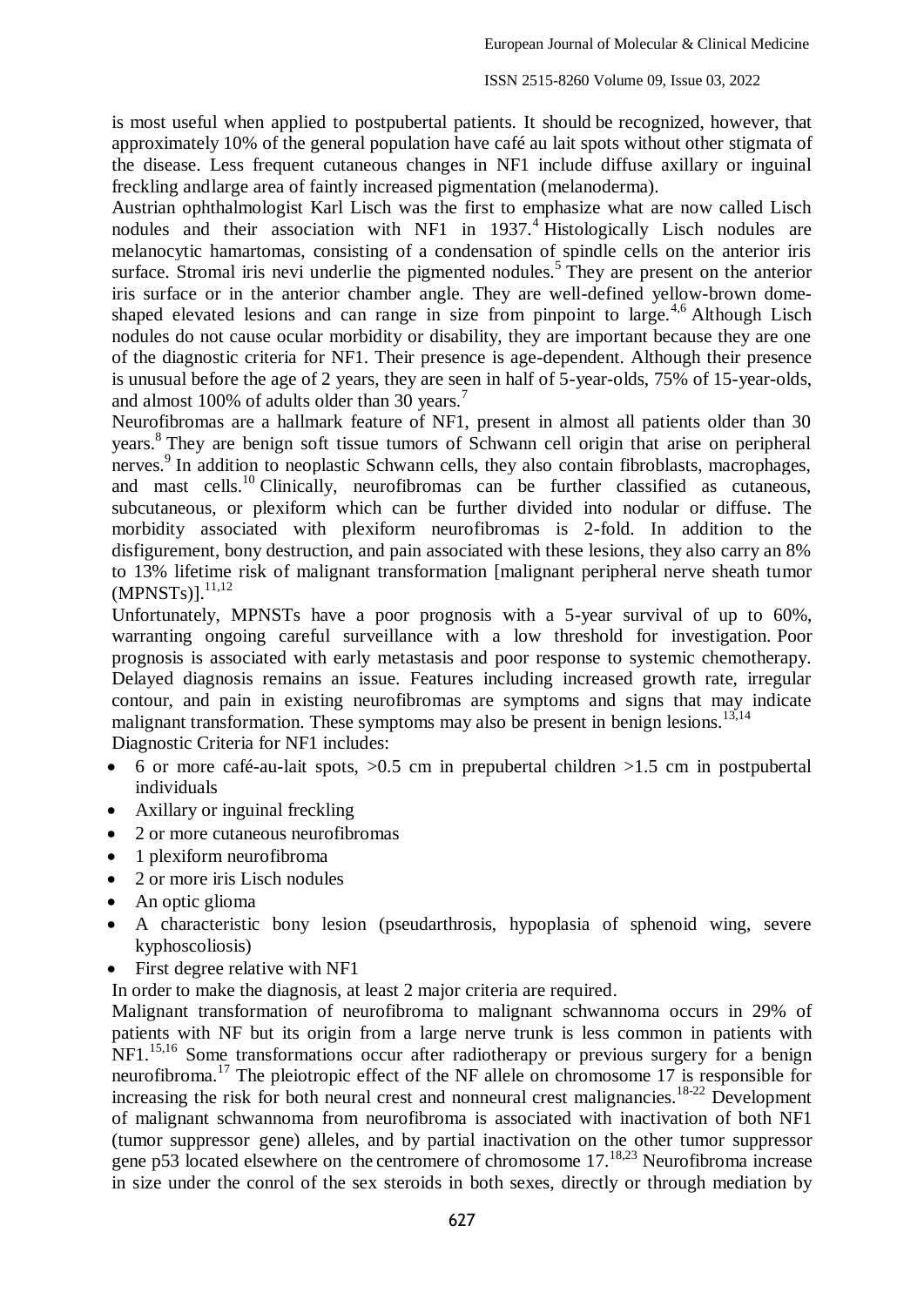is most useful when applied to postpubertal patients. It should be recognized, however, that approximately 10% of the general population have café au lait spots without other stigmata of the disease. Less frequent cutaneous changes in NF1 include diffuse axillary or inguinal freckling andlarge area of faintly increased pigmentation (melanoderma).

Austrian ophthalmologist Karl Lisch was the first to emphasize what are now called Lisch nodules and their association with NF1 in 1937.[4] Histologically Lisch nodules are melanocytic hamartomas, consisting of a condensation of spindle cells on the anterior iris surface. Stromal iris nevi underlie the pigmented nodules.[5] They are present on the anterior iris surface or in the anterior chamber angle. They are well-defined yellow-brown dome-shaped elevated lesions and can range in size from pinpoint to large.[4,6] Although Lisch nodules do not cause ocular morbidity or disability, they are important because they are one of the diagnostic criteria for NF1. Their presence is age-dependent. Although their presence is unusual before the age of 2 years, they are seen in half of 5-year-olds, 75% of 15-year-olds, and almost 100% of adults older than 30 years.[7]

Neurofibromas are a hallmark feature of NF1, present in almost all patients older than 30 years.[8] They are benign soft tissue tumors of Schwann cell origin that arise on peripheral nerves.[9] In addition to neoplastic Schwann cells, they also contain fibroblasts, macrophages, and mast cells.[10] Clinically, neurofibromas can be further classified as cutaneous, subcutaneous, or plexiform which can be further divided into nodular or diffuse. The morbidity associated with plexiform neurofibromas is 2-fold. In addition to the disfigurement, bony destruction, and pain associated with these lesions, they also carry an 8% to 13% lifetime risk of malignant transformation [malignant peripheral nerve sheath tumor (MPNSTs)].[11,12]

Unfortunately, MPNSTs have a poor prognosis with a 5-year survival of up to 60%, warranting ongoing careful surveillance with a low threshold for investigation. Poor prognosis is associated with early metastasis and poor response to systemic chemotherapy. Delayed diagnosis remains an issue. Features including increased growth rate, irregular contour, and pain in existing neurofibromas are symptoms and signs that may indicate malignant transformation. These symptoms may also be present in benign lesions.[13,14]

Diagnostic Criteria for NF1 includes:

- 6 or more café-au-lait spots, >0.5 cm in prepubertal children >1.5 cm in postpubertal individuals
- Axillary or inguinal freckling
- 2 or more cutaneous neurofibromas
- 1 plexiform neurofibroma
- 2 or more iris Lisch nodules
- An optic glioma
- A characteristic bony lesion (pseudarthrosis, hypoplasia of sphenoid wing, severe kyphoscoliosis)
- First degree relative with NF1

In order to make the diagnosis, at least 2 major criteria are required.

Malignant transformation of neurofibroma to malignant schwannoma occurs in 29% of patients with NF but its origin from a large nerve trunk is less common in patients with NF1.[15,16] Some transformations occur after radiotherapy or previous surgery for a benign neurofibroma.[17] The pleiotropic effect of the NF allele on chromosome 17 is responsible for increasing the risk for both neural crest and nonneural crest malignancies.[18-22] Development of malignant schwannoma from neurofibroma is associated with inactivation of both NF1 (tumor suppressor gene) alleles, and by partial inactivation on the other tumor suppressor gene p53 located elsewhere on the centromere of chromosome 17.[18,23] Neurofibroma increase in size under the conrol of the sex steroids in both sexes, directly or through mediation by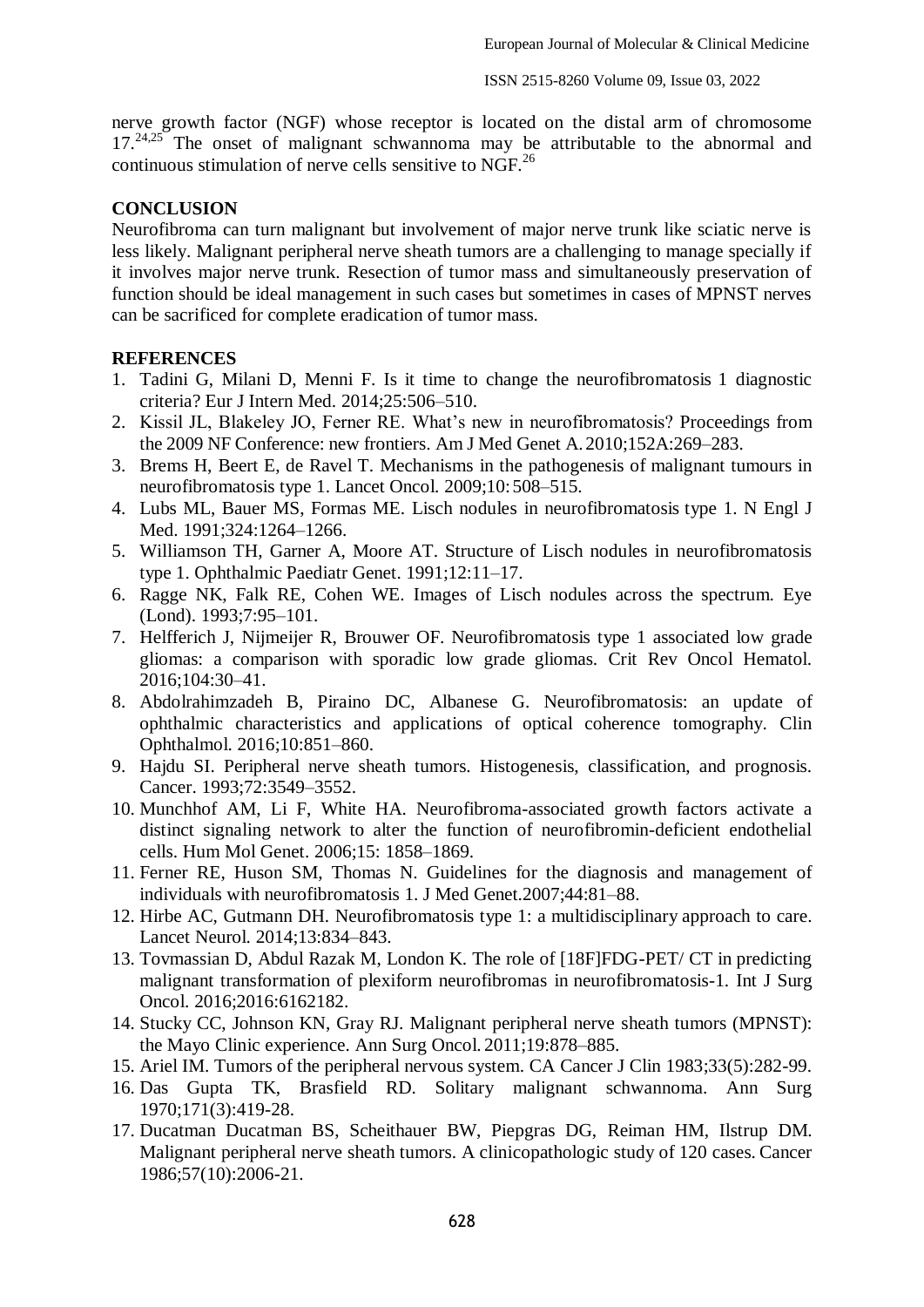nerve growth factor (NGF) whose receptor is located on the distal arm of chromosome 17.[24,25] The onset of malignant schwannoma may be attributable to the abnormal and continuous stimulation of nerve cells sensitive to NGF.[26]

## CONCLUSION

Neurofibroma can turn malignant but involvement of major nerve trunk like sciatic nerve is less likely. Malignant peripheral nerve sheath tumors are a challenging to manage specially if it involves major nerve trunk. Resection of tumor mass and simultaneously preservation of function should be ideal management in such cases but sometimes in cases of MPNST nerves can be sacrificed for complete eradication of tumor mass.

## REFERENCES

1. Tadini G, Milani D, Menni F. Is it time to change the neurofibromatosis 1 diagnostic criteria? Eur J Intern Med. 2014;25:506–510.
2. Kissil JL, Blakeley JO, Ferner RE. What's new in neurofibromatosis? Proceedings from the 2009 NF Conference: new frontiers. Am J Med Genet A. 2010;152A:269–283.
3. Brems H, Beert E, de Ravel T. Mechanisms in the pathogenesis of malignant tumours in neurofibromatosis type 1. Lancet Oncol. 2009;10: 508–515.
4. Lubs ML, Bauer MS, Formas ME. Lisch nodules in neurofibromatosis type 1. N Engl J Med. 1991;324:1264–1266.
5. Williamson TH, Garner A, Moore AT. Structure of Lisch nodules in neurofibromatosis type 1. Ophthalmic Paediatr Genet. 1991;12:11–17.
6. Ragge NK, Falk RE, Cohen WE. Images of Lisch nodules across the spectrum. Eye (Lond). 1993;7:95–101.
7. Helfferich J, Nijmeijer R, Brouwer OF. Neurofibromatosis type 1 associated low grade gliomas: a comparison with sporadic low grade gliomas. Crit Rev Oncol Hematol. 2016;104:30–41.
8. Abdolrahimzadeh B, Piraino DC, Albanese G. Neurofibromatosis: an update of ophthalmic characteristics and applications of optical coherence tomography. Clin Ophthalmol. 2016;10:851–860.
9. Hajdu SI. Peripheral nerve sheath tumors. Histogenesis, classification, and prognosis. Cancer. 1993;72:3549–3552.
10. Munchhof AM, Li F, White HA. Neurofibroma-associated growth factors activate a distinct signaling network to alter the function of neurofibromin-deficient endothelial cells. Hum Mol Genet. 2006;15: 1858–1869.
11. Ferner RE, Huson SM, Thomas N. Guidelines for the diagnosis and management of individuals with neurofibromatosis 1. J Med Genet.2007;44:81–88.
12. Hirbe AC, Gutmann DH. Neurofibromatosis type 1: a multidisciplinary approach to care. Lancet Neurol. 2014;13:834–843.
13. Tovmassian D, Abdul Razak M, London K. The role of [18F]FDG-PET/ CT in predicting malignant transformation of plexiform neurofibromas in neurofibromatosis-1. Int J Surg Oncol. 2016;2016:6162182.
14. Stucky CC, Johnson KN, Gray RJ. Malignant peripheral nerve sheath tumors (MPNST): the Mayo Clinic experience. Ann Surg Oncol. 2011;19:878–885.
15. Ariel IM. Tumors of the peripheral nervous system. CA Cancer J Clin 1983;33(5):282-99.
16. Das Gupta TK, Brasfield RD. Solitary malignant schwannoma. Ann Surg 1970;171(3):419-28.
17. Ducatman Ducatman BS, Scheithauer BW, Piepgras DG, Reiman HM, Ilstrup DM. Malignant peripheral nerve sheath tumors. A clinicopathologic study of 120 cases. Cancer 1986;57(10):2006-21.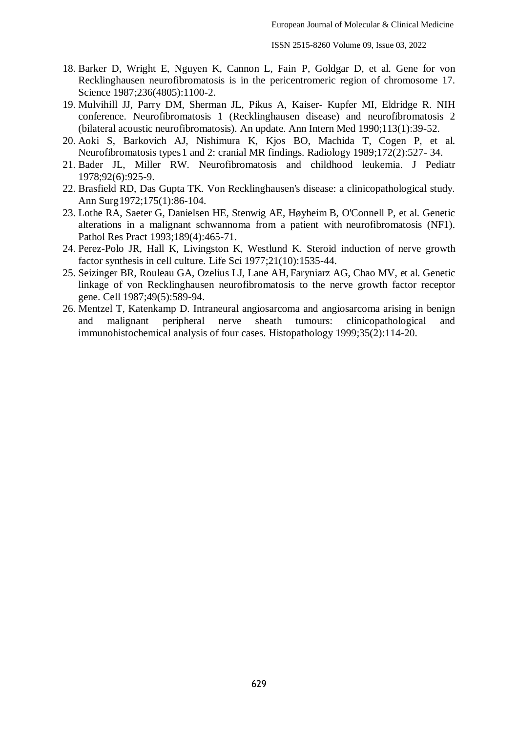18. Barker D, Wright E, Nguyen K, Cannon L, Fain P, Goldgar D, et al. Gene for von Recklinghausen neurofibromatosis is in the pericentromeric region of chromosome 17. Science 1987;236(4805):1100-2.
19. Mulvihill JJ, Parry DM, Sherman JL, Pikus A, Kaiser- Kupfer MI, Eldridge R. NIH conference. Neurofibromatosis 1 (Recklinghausen disease) and neurofibromatosis 2 (bilateral acoustic neurofibromatosis). An update. Ann Intern Med 1990;113(1):39-52.
20. Aoki S, Barkovich AJ, Nishimura K, Kjos BO, Machida T, Cogen P, et al. Neurofibromatosis types 1 and 2: cranial MR findings. Radiology 1989;172(2):527- 34.
21. Bader JL, Miller RW. Neurofibromatosis and childhood leukemia. J Pediatr 1978;92(6):925-9.
22. Brasfield RD, Das Gupta TK. Von Recklinghausen's disease: a clinicopathological study. Ann Surg 1972;175(1):86-104.
23. Lothe RA, Saeter G, Danielsen HE, Stenwig AE, Høyheim B, O'Connell P, et al. Genetic alterations in a malignant schwannoma from a patient with neurofibromatosis (NF1). Pathol Res Pract 1993;189(4):465-71.
24. Perez-Polo JR, Hall K, Livingston K, Westlund K. Steroid induction of nerve growth factor synthesis in cell culture. Life Sci 1977;21(10):1535-44.
25. Seizinger BR, Rouleau GA, Ozelius LJ, Lane AH, Faryniarz AG, Chao MV, et al. Genetic linkage of von Recklinghausen neurofibromatosis to the nerve growth factor receptor gene. Cell 1987;49(5):589-94.
26. Mentzel T, Katenkamp D. Intraneural angiosarcoma and angiosarcoma arising in benign and malignant peripheral nerve sheath tumours: clinicopathological and immunohistochemical analysis of four cases. Histopathology 1999;35(2):114-20.